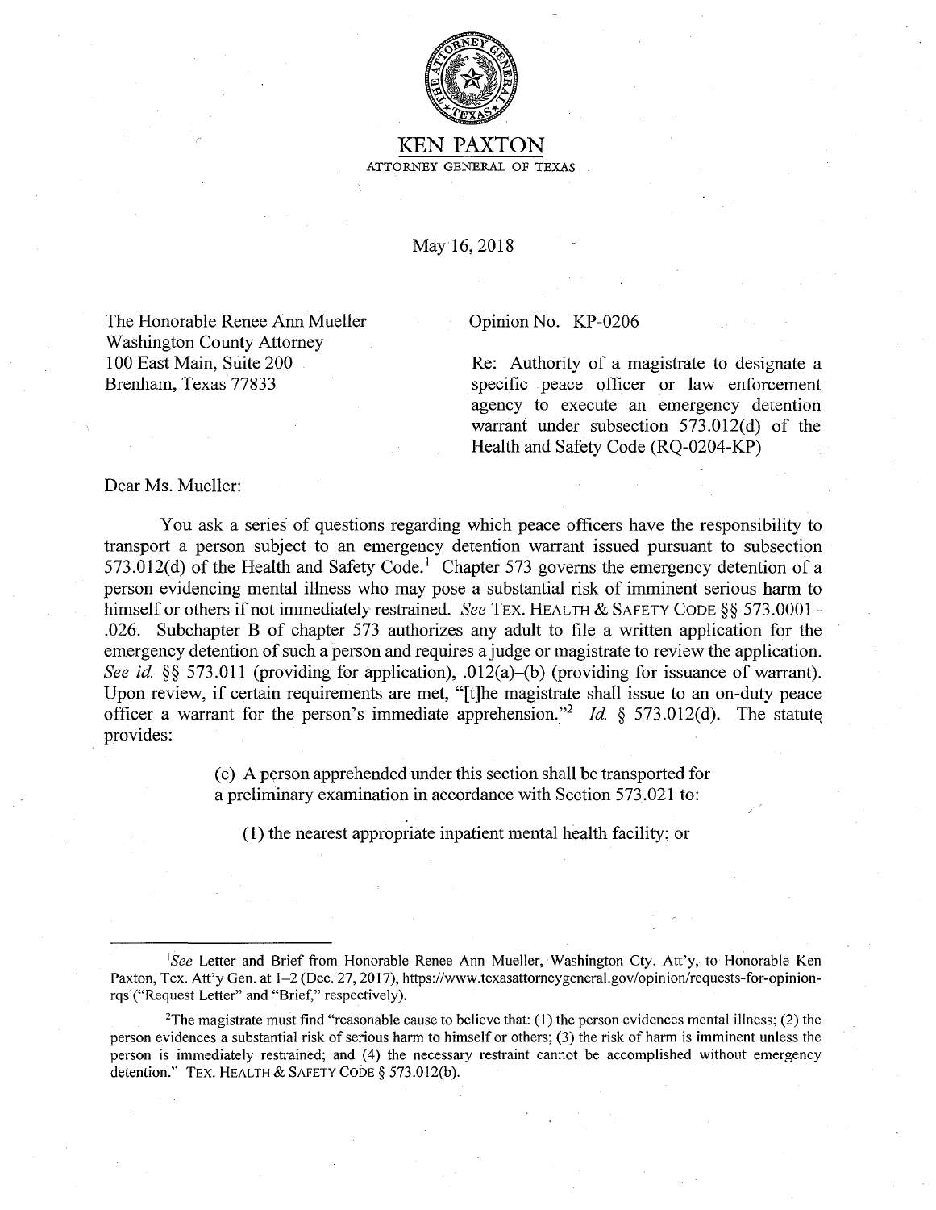KEN PAXTON

ATTORNEY GENERAL OF TEXAS

May 16, 2018

The Honorable Renee Ann Mueller
Washington County Attorney
100 East Main, Suite 200
Brenham, Texas 77833

Opinion No. KP-0206

Re: Authority of a magistrate to designate a specific peace officer or law enforcement agency to execute an emergency detention warrant under subsection 573.012(d) of the Health and Safety Code (RQ-0204-KP)

Dear Ms. Mueller:

You ask a series of questions regarding which peace officers have the responsibility to transport a person subject to an emergency detention warrant issued pursuant to subsection 573.012(d) of the Health and Safety Code.[1] Chapter 573 governs the emergency detention of a person evidencing mental illness who may pose a substantial risk of imminent serious harm to himself or others if not immediately restrained. *See* TEX. HEALTH & SAFETY CODE §§ 573.0001–.026. Subchapter B of chapter 573 authorizes any adult to file a written application for the emergency detention of such a person and requires a judge or magistrate to review the application. *See id.* §§ 573.011 (providing for application), .012(a)–(b) (providing for issuance of warrant). Upon review, if certain requirements are met, "[t]he magistrate shall issue to an on-duty peace officer a warrant for the person's immediate apprehension."[2] *Id.* § 573.012(d). The statute provides:

> (e) A person apprehended under this section shall be transported for a preliminary examination in accordance with Section 573.021 to:
>
> (1) the nearest appropriate inpatient mental health facility; or

---

[1] *See* Letter and Brief from Honorable Renee Ann Mueller, Washington Cty. Att'y, to Honorable Ken Paxton, Tex. Att'y Gen. at 1–2 (Dec. 27, 2017), https://www.texasattorneygeneral.gov/opinion/requests-for-opinion-rqs ("Request Letter" and "Brief," respectively).

[2] The magistrate must find "reasonable cause to believe that: (1) the person evidences mental illness; (2) the person evidences a substantial risk of serious harm to himself or others; (3) the risk of harm is imminent unless the person is immediately restrained; and (4) the necessary restraint cannot be accomplished without emergency detention." TEX. HEALTH & SAFETY CODE § 573.012(b).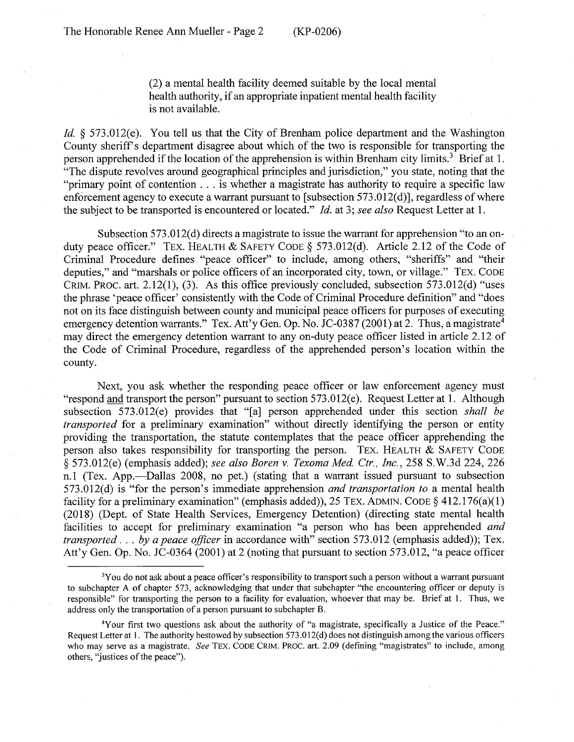(2) a mental health facility deemed suitable by the local mental health authority, if an appropriate inpatient mental health facility is not available.

*Id.* § 573.012(e). You tell us that the City of Brenham police department and the Washington County sheriff's department disagree about which of the two is responsible for transporting the person apprehended if the location of the apprehension is within Brenham city limits.[3] Brief at 1. "The dispute revolves around geographical principles and jurisdiction," you state, noting that the "primary point of contention . . . is whether a magistrate has authority to require a specific law enforcement agency to execute a warrant pursuant to [subsection 573.012(d)], regardless of where the subject to be transported is encountered or located." *Id.* at 3; *see also* Request Letter at 1.

Subsection 573.012(d) directs a magistrate to issue the warrant for apprehension "to an on-duty peace officer." TEX. HEALTH & SAFETY CODE § 573.012(d). Article 2.12 of the Code of Criminal Procedure defines "peace officer" to include, among others, "sheriffs" and "their deputies," and "marshals or police officers of an incorporated city, town, or village." TEX. CODE CRIM. PROC. art. 2.12(1), (3). As this office previously concluded, subsection 573.012(d) "uses the phrase 'peace officer' consistently with the Code of Criminal Procedure definition" and "does not on its face distinguish between county and municipal peace officers for purposes of executing emergency detention warrants." Tex. Att'y Gen. Op. No. JC-0387 (2001) at 2. Thus, a magistrate[4] may direct the emergency detention warrant to any on-duty peace officer listed in article 2.12 of the Code of Criminal Procedure, regardless of the apprehended person's location within the county.

Next, you ask whether the responding peace officer or law enforcement agency must "respond <u>and</u> transport the person" pursuant to section 573.012(e). Request Letter at 1. Although subsection 573.012(e) provides that "[a] person apprehended under this section *shall be transported* for a preliminary examination" without directly identifying the person or entity providing the transportation, the statute contemplates that the peace officer apprehending the person also takes responsibility for transporting the person. TEX. HEALTH & SAFETY CODE § 573.012(e) (emphasis added); *see also Boren v. Texoma Med. Ctr., Inc.*, 258 S.W.3d 224, 226 n.1 (Tex. App.—Dallas 2008, no pet.) (stating that a warrant issued pursuant to subsection 573.012(d) is "for the person's immediate apprehension *and transportation to* a mental health facility for a preliminary examination" (emphasis added)), 25 TEX. ADMIN. CODE § 412.176(a)(1) (2018) (Dept. of State Health Services, Emergency Detention) (directing state mental health facilities to accept for preliminary examination "a person who has been apprehended *and transported . . . by a peace officer* in accordance with" section 573.012 (emphasis added)); Tex. Att'y Gen. Op. No. JC-0364 (2001) at 2 (noting that pursuant to section 573.012, "a peace officer

---

[3] You do not ask about a peace officer's responsibility to transport such a person without a warrant pursuant to subchapter A of chapter 573, acknowledging that under that subchapter "the encountering officer or deputy is responsible" for transporting the person to a facility for evaluation, whoever that may be. Brief at 1. Thus, we address only the transportation of a person pursuant to subchapter B.

[4] Your first two questions ask about the authority of "a magistrate, specifically a Justice of the Peace." Request Letter at 1. The authority bestowed by subsection 573.012(d) does not distinguish among the various officers who may serve as a magistrate. *See* TEX. CODE CRIM. PROC. art. 2.09 (defining "magistrates" to include, among others, "justices of the peace").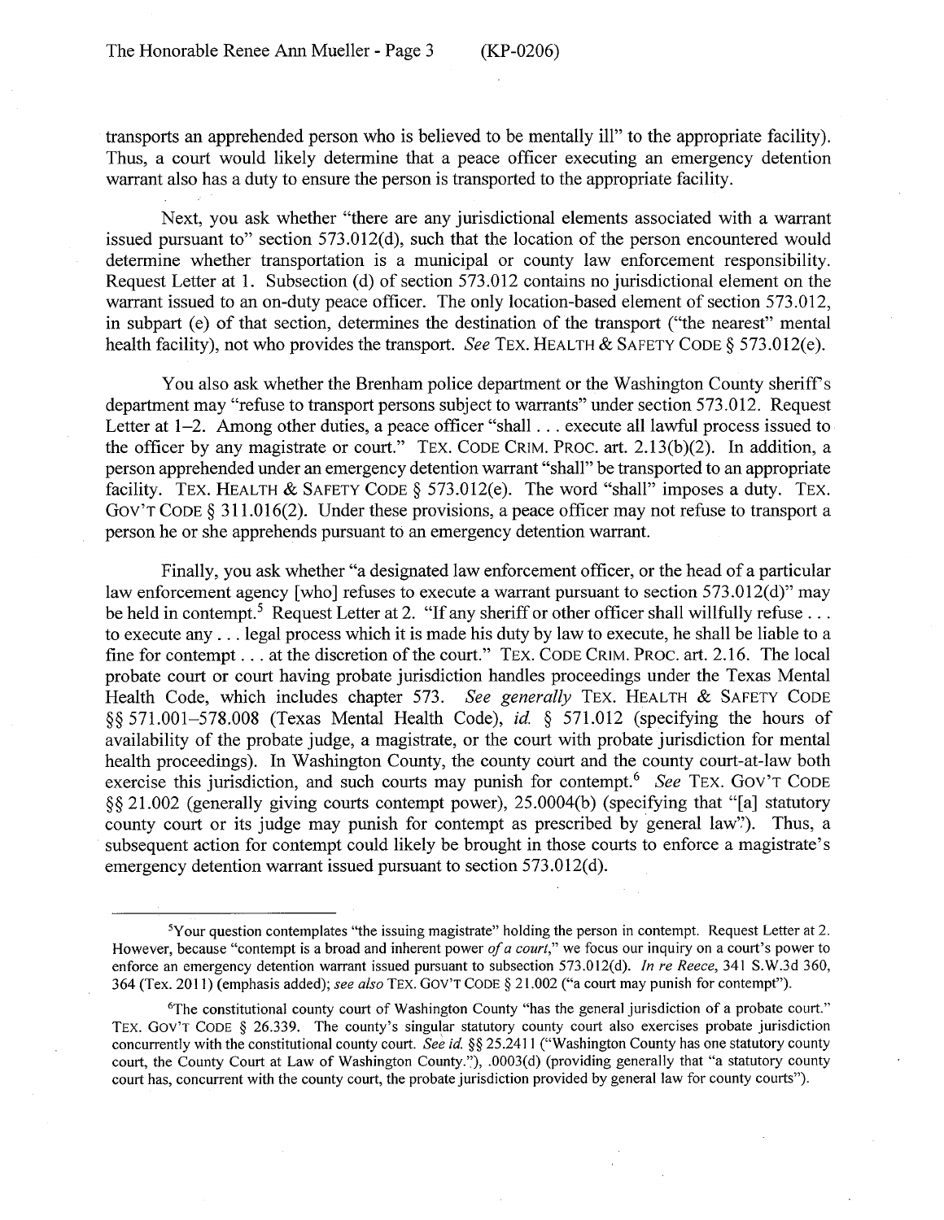transports an apprehended person who is believed to be mentally ill" to the appropriate facility). Thus, a court would likely determine that a peace officer executing an emergency detention warrant also has a duty to ensure the person is transported to the appropriate facility.

Next, you ask whether "there are any jurisdictional elements associated with a warrant issued pursuant to" section 573.012(d), such that the location of the person encountered would determine whether transportation is a municipal or county law enforcement responsibility. Request Letter at 1. Subsection (d) of section 573.012 contains no jurisdictional element on the warrant issued to an on-duty peace officer. The only location-based element of section 573.012, in subpart (e) of that section, determines the destination of the transport ("the nearest" mental health facility), not who provides the transport. *See* TEX. HEALTH & SAFETY CODE § 573.012(e).

You also ask whether the Brenham police department or the Washington County sheriff's department may "refuse to transport persons subject to warrants" under section 573.012. Request Letter at 1–2. Among other duties, a peace officer "shall . . . execute all lawful process issued to the officer by any magistrate or court." TEX. CODE CRIM. PROC. art. 2.13(b)(2). In addition, a person apprehended under an emergency detention warrant "shall" be transported to an appropriate facility. TEX. HEALTH & SAFETY CODE § 573.012(e). The word "shall" imposes a duty. TEX. GOV'T CODE § 311.016(2). Under these provisions, a peace officer may not refuse to transport a person he or she apprehends pursuant to an emergency detention warrant.

Finally, you ask whether "a designated law enforcement officer, or the head of a particular law enforcement agency [who] refuses to execute a warrant pursuant to section 573.012(d)" may be held in contempt.[5] Request Letter at 2. "If any sheriff or other officer shall willfully refuse . . . to execute any . . . legal process which it is made his duty by law to execute, he shall be liable to a fine for contempt . . . at the discretion of the court." TEX. CODE CRIM. PROC. art. 2.16. The local probate court or court having probate jurisdiction handles proceedings under the Texas Mental Health Code, which includes chapter 573. *See generally* TEX. HEALTH & SAFETY CODE §§ 571.001–578.008 (Texas Mental Health Code), *id.* § 571.012 (specifying the hours of availability of the probate judge, a magistrate, or the court with probate jurisdiction for mental health proceedings). In Washington County, the county court and the county court-at-law both exercise this jurisdiction, and such courts may punish for contempt.[6] *See* TEX. GOV'T CODE §§ 21.002 (generally giving courts contempt power), 25.0004(b) (specifying that "[a] statutory county court or its judge may punish for contempt as prescribed by general law"). Thus, a subsequent action for contempt could likely be brought in those courts to enforce a magistrate's emergency detention warrant issued pursuant to section 573.012(d).

---

[5]Your question contemplates "the issuing magistrate" holding the person in contempt. Request Letter at 2. However, because "contempt is a broad and inherent power *of a court*," we focus our inquiry on a court's power to enforce an emergency detention warrant issued pursuant to subsection 573.012(d). *In re Reece*, 341 S.W.3d 360, 364 (Tex. 2011) (emphasis added); *see also* TEX. GOV'T CODE § 21.002 ("a court may punish for contempt").

[6]The constitutional county court of Washington County "has the general jurisdiction of a probate court." TEX. GOV'T CODE § 26.339. The county's singular statutory county court also exercises probate jurisdiction concurrently with the constitutional county court. *See id.* §§ 25.2411 ("Washington County has one statutory county court, the County Court at Law of Washington County."), .0003(d) (providing generally that "a statutory county court has, concurrent with the county court, the probate jurisdiction provided by general law for county courts").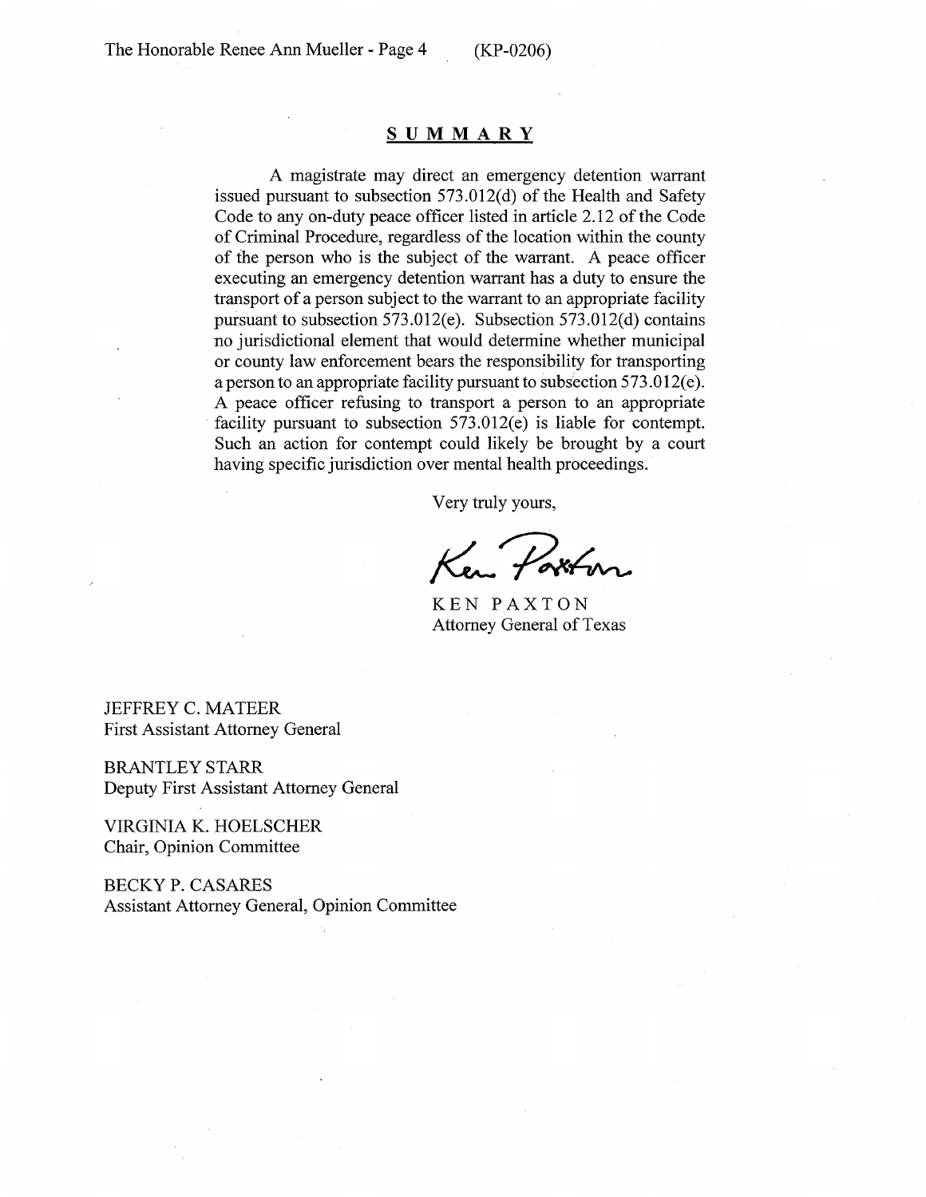## SUMMARY

A magistrate may direct an emergency detention warrant issued pursuant to subsection 573.012(d) of the Health and Safety Code to any on-duty peace officer listed in article 2.12 of the Code of Criminal Procedure, regardless of the location within the county of the person who is the subject of the warrant. A peace officer executing an emergency detention warrant has a duty to ensure the transport of a person subject to the warrant to an appropriate facility pursuant to subsection 573.012(e). Subsection 573.012(d) contains no jurisdictional element that would determine whether municipal or county law enforcement bears the responsibility for transporting a person to an appropriate facility pursuant to subsection 573.012(e). A peace officer refusing to transport a person to an appropriate facility pursuant to subsection 573.012(e) is liable for contempt. Such an action for contempt could likely be brought by a court having specific jurisdiction over mental health proceedings.

Very truly yours,

Ken Paxton

KEN PAXTON
Attorney General of Texas

JEFFREY C. MATEER
First Assistant Attorney General

BRANTLEY STARR
Deputy First Assistant Attorney General

VIRGINIA K. HOELSCHER
Chair, Opinion Committee

BECKY P. CASARES
Assistant Attorney General, Opinion Committee